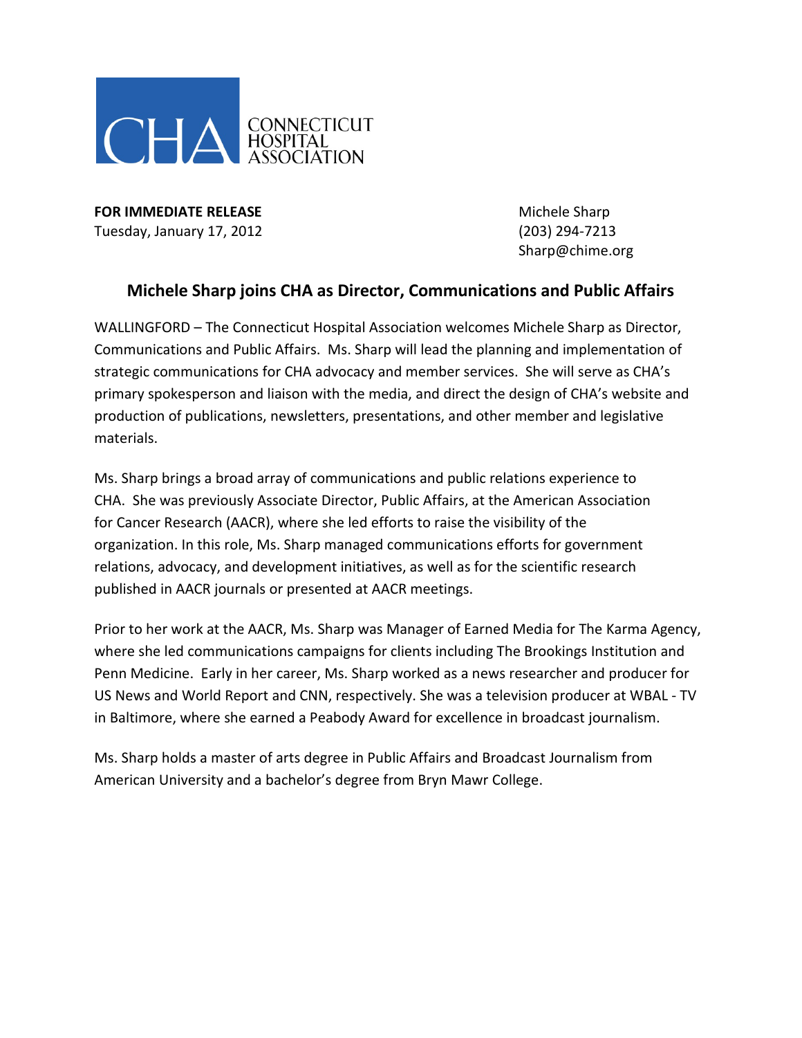CHA CONNECTICUT HOSPITAL ASSOCIATION

**FOR IMMEDIATE RELEASE**
Tuesday, January 17, 2012

Michele Sharp
(203) 294-7213
Sharp@chime.org

## Michele Sharp joins CHA as Director, Communications and Public Affairs

WALLINGFORD – The Connecticut Hospital Association welcomes Michele Sharp as Director, Communications and Public Affairs. Ms. Sharp will lead the planning and implementation of strategic communications for CHA advocacy and member services. She will serve as CHA's primary spokesperson and liaison with the media, and direct the design of CHA's website and production of publications, newsletters, presentations, and other member and legislative materials.

Ms. Sharp brings a broad array of communications and public relations experience to CHA. She was previously Associate Director, Public Affairs, at the American Association for Cancer Research (AACR), where she led efforts to raise the visibility of the organization. In this role, Ms. Sharp managed communications efforts for government relations, advocacy, and development initiatives, as well as for the scientific research published in AACR journals or presented at AACR meetings.

Prior to her work at the AACR, Ms. Sharp was Manager of Earned Media for The Karma Agency, where she led communications campaigns for clients including The Brookings Institution and Penn Medicine. Early in her career, Ms. Sharp worked as a news researcher and producer for US News and World Report and CNN, respectively. She was a television producer at WBAL - TV in Baltimore, where she earned a Peabody Award for excellence in broadcast journalism.

Ms. Sharp holds a master of arts degree in Public Affairs and Broadcast Journalism from American University and a bachelor's degree from Bryn Mawr College.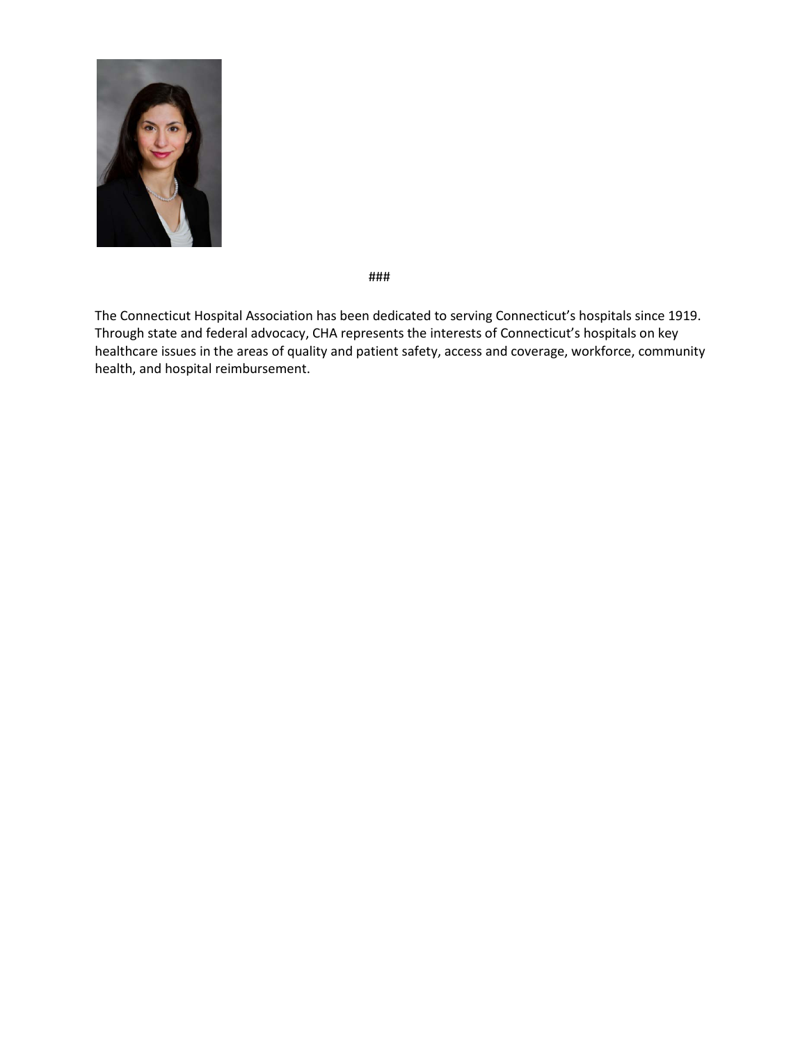###

The Connecticut Hospital Association has been dedicated to serving Connecticut's hospitals since 1919. Through state and federal advocacy, CHA represents the interests of Connecticut's hospitals on key healthcare issues in the areas of quality and patient safety, access and coverage, workforce, community health, and hospital reimbursement.